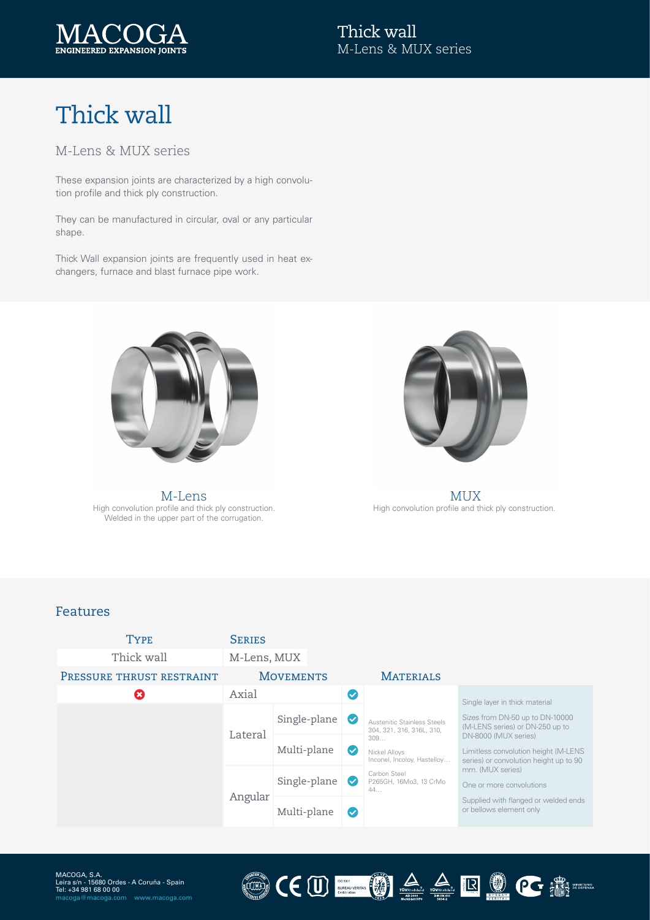# Thick wall

## M-Lens & MUX series

These expansion joints are characterized by a high convolution profile and thick ply construction.

They can be manufactured in circular, oval or any particular shape.

Thick Wall expansion joints are frequently used in heat exchangers, furnace and blast furnace pipe work.

**M-Lens**
High convolution profile and thick ply construction.
Welded in the upper part of the corrugation.

**MUX**
High convolution profile and thick ply construction.

## Features

| Type | Series |
|---|---|
| Thick wall | M-Lens, MUX |

| Pressure thrust restraint | Movements | | | Materials | |
|---|---|---|---|---|---|
| ✗ | Axial | | ✓ | Austenitic Stainless Steels 304, 321, 316, 316L, 310, 309… Nickel Alloys Inconel, Incoloy, Hastelloy… Carbon Steel P265GH, 16Mo3, 13 CrMo 44… | Single layer in thick material. Sizes from DN-50 up to DN-10000 (M-LENS series) or DN-250 up to DN-8000 (MUX series). Limitless convolution height (M-LENS series) or convolution height up to 90 mm. (MUX series). One or more convolutions. Supplied with flanged or welded ends or bellows element only |
| | Lateral | Single-plane | ✓ | | |
| | | Multi-plane | ✓ | | |
| | Angular | Single-plane | ✓ | | |
| | | Multi-plane | ✓ | | |

MACOGA, S.A.
Leira s/n - 15680 Ordes - A Coruña - Spain
Tel: +34 981 68 00 00
macoga@macoga.com www.macoga.com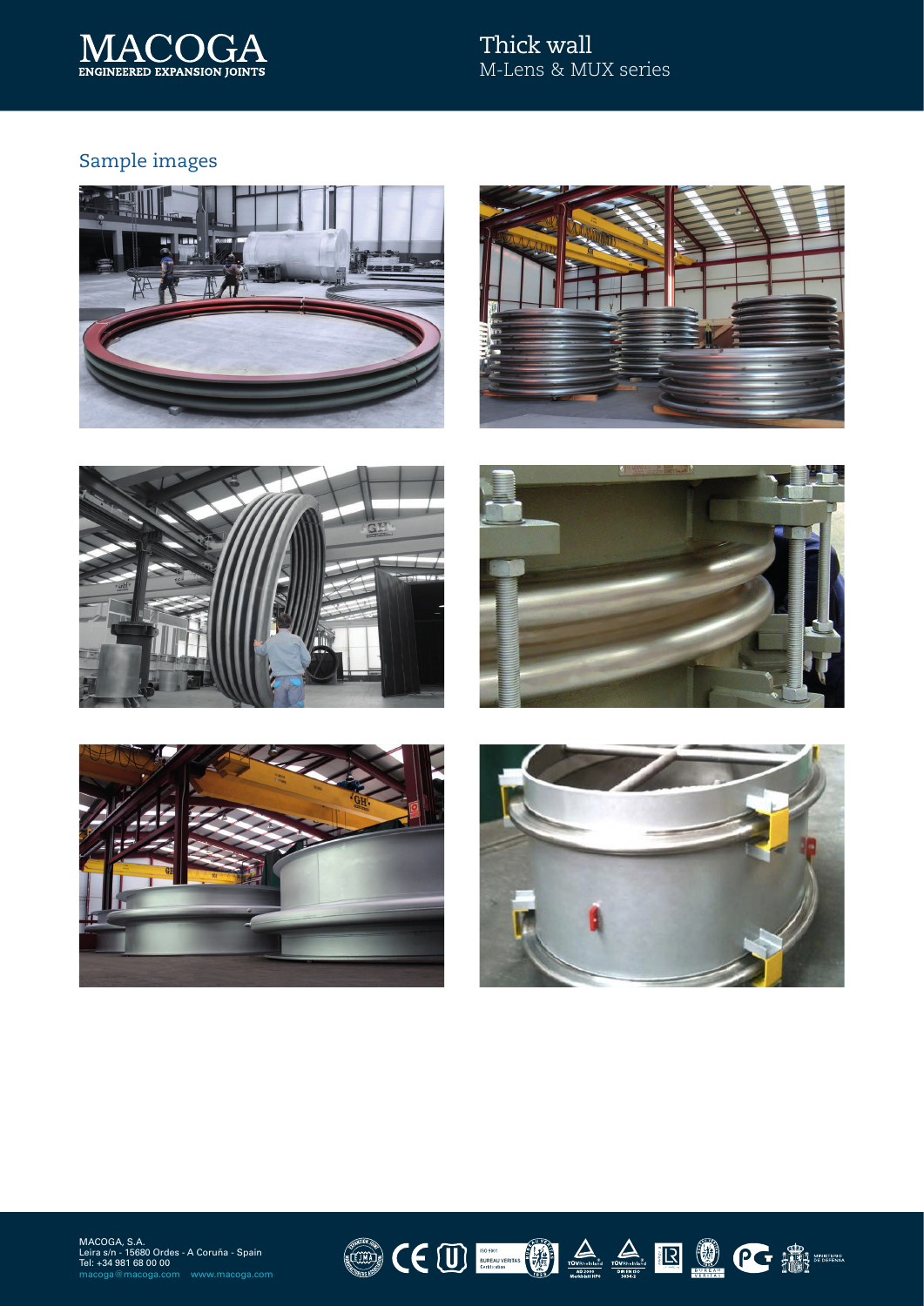# Sample images

MACOGA, S.A.
Leira s/n - 15680 Ordes - A Coruña - Spain
Tel: +34 981 68 00 00
macoga@macoga.com www.macoga.com